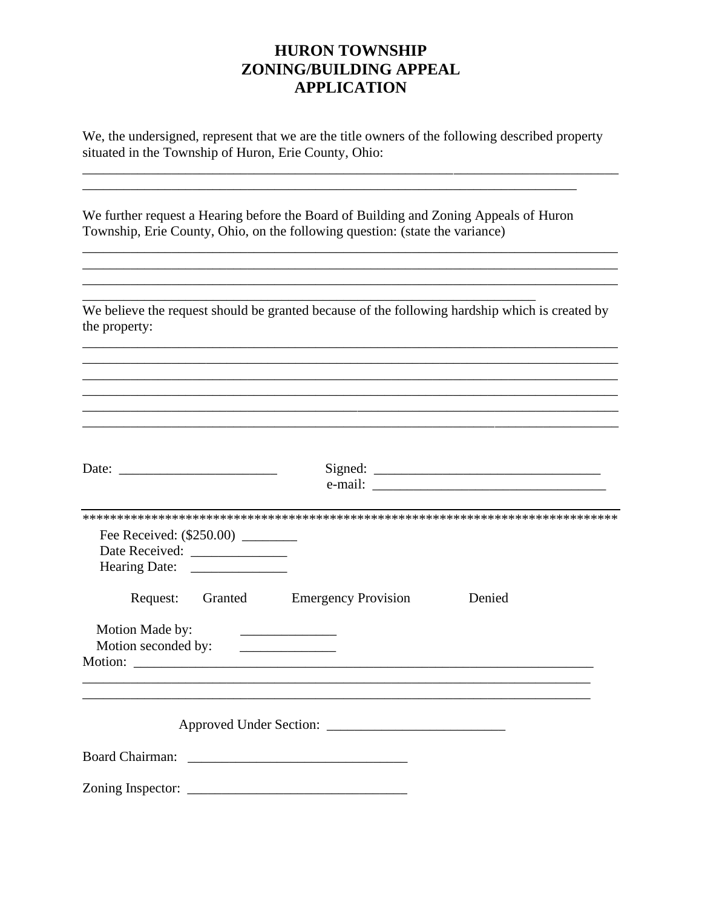# HURON TOWNSHIP
# ZONING/BUILDING APPEAL
# APPLICATION

We, the undersigned, represent that we are the title owners of the following described property situated in the Township of Huron, Erie County, Ohio:

________________________________________________________________________________
__________________________________________________________________________

We further request a Hearing before the Board of Building and Zoning Appeals of Huron Township, Erie County, Ohio, on the following question: (state the variance)

________________________________________________________________________________
________________________________________________________________________________
________________________________________________________________________________
____________________________________________________________________

We believe the request should be granted because of the following hardship which is created by the property:

________________________________________________________________________________
________________________________________________________________________________
________________________________________________________________________________
________________________________________________________________________________
________________________________________________________________________________
________________________________________________________________________________

Date: _______________________ Signed: _________________________________

e-mail: __________________________________

*******************************************************************************

Fee Received: ($250.00) ________

Date Received: ______________

Hearing Date: ______________

Request: Granted Emergency Provision Denied

Motion Made by: ______________

Motion seconded by: ______________

Motion: _____________________________________________________________________

____________________________________________________________________________
____________________________________________________________________________

Approved Under Section: __________________________

Board Chairman: ________________________________

Zoning Inspector: ________________________________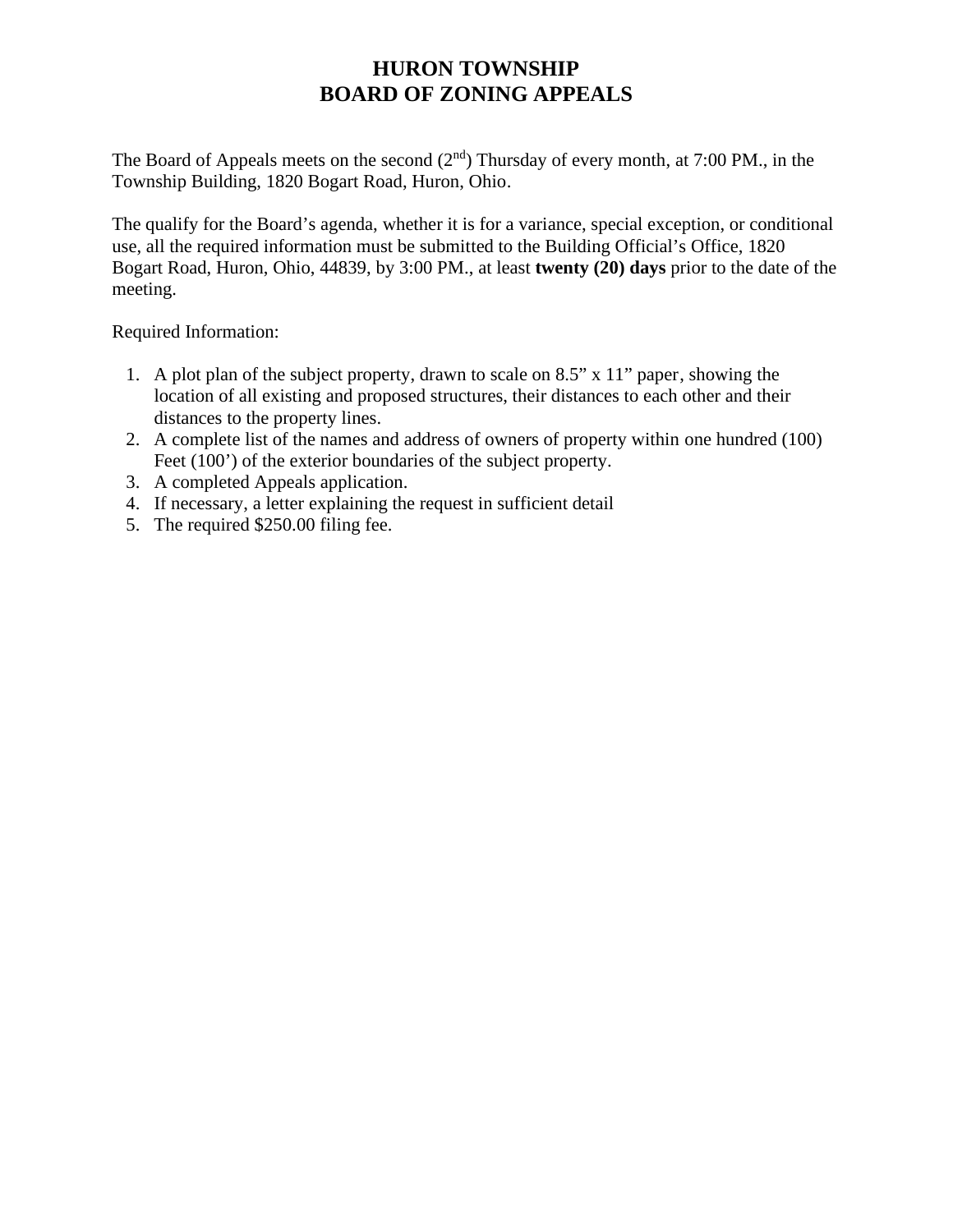# HURON TOWNSHIP
# BOARD OF ZONING APPEALS

The Board of Appeals meets on the second (2nd) Thursday of every month, at 7:00 PM., in the Township Building, 1820 Bogart Road, Huron, Ohio.

The qualify for the Board's agenda, whether it is for a variance, special exception, or conditional use, all the required information must be submitted to the Building Official's Office, 1820 Bogart Road, Huron, Ohio, 44839, by 3:00 PM., at least **twenty (20) days** prior to the date of the meeting.

Required Information:

1. A plot plan of the subject property, drawn to scale on 8.5" x 11" paper, showing the location of all existing and proposed structures, their distances to each other and their distances to the property lines.
2. A complete list of the names and address of owners of property within one hundred (100) Feet (100') of the exterior boundaries of the subject property.
3. A completed Appeals application.
4. If necessary, a letter explaining the request in sufficient detail
5. The required $250.00 filing fee.